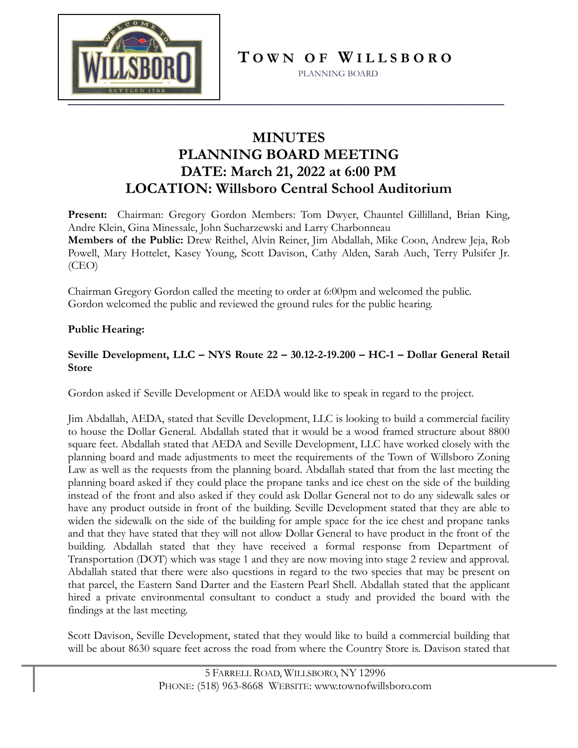# TOWN OF WILLSBORO

PLANNING BOARD

## MINUTES
## PLANNING BOARD MEETING
## DATE: March 21, 2022 at 6:00 PM
## LOCATION: Willsboro Central School Auditorium

**Present:** Chairman: Gregory Gordon Members: Tom Dwyer, Chauntel Gillilland, Brian King, Andre Klein, Gina Minessale, John Sucharzewski and Larry Charbonneau
**Members of the Public:** Drew Reithel, Alvin Reiner, Jim Abdallah, Mike Coon, Andrew Jeja, Rob Powell, Mary Hottelet, Kasey Young, Scott Davison, Cathy Alden, Sarah Auch, Terry Pulsifer Jr. (CEO)

Chairman Gregory Gordon called the meeting to order at 6:00pm and welcomed the public.
Gordon welcomed the public and reviewed the ground rules for the public hearing.

**Public Hearing:**

**Seville Development, LLC – NYS Route 22 – 30.12-2-19.200 – HC-1 – Dollar General Retail Store**

Gordon asked if Seville Development or AEDA would like to speak in regard to the project.

Jim Abdallah, AEDA, stated that Seville Development, LLC is looking to build a commercial facility to house the Dollar General. Abdallah stated that it would be a wood framed structure about 8800 square feet. Abdallah stated that AEDA and Seville Development, LLC have worked closely with the planning board and made adjustments to meet the requirements of the Town of Willsboro Zoning Law as well as the requests from the planning board. Abdallah stated that from the last meeting the planning board asked if they could place the propane tanks and ice chest on the side of the building instead of the front and also asked if they could ask Dollar General not to do any sidewalk sales or have any product outside in front of the building. Seville Development stated that they are able to widen the sidewalk on the side of the building for ample space for the ice chest and propane tanks and that they have stated that they will not allow Dollar General to have product in the front of the building. Abdallah stated that they have received a formal response from Department of Transportation (DOT) which was stage 1 and they are now moving into stage 2 review and approval. Abdallah stated that there were also questions in regard to the two species that may be present on that parcel, the Eastern Sand Darter and the Eastern Pearl Shell. Abdallah stated that the applicant hired a private environmental consultant to conduct a study and provided the board with the findings at the last meeting.

Scott Davison, Seville Development, stated that they would like to build a commercial building that will be about 8630 square feet across the road from where the Country Store is. Davison stated that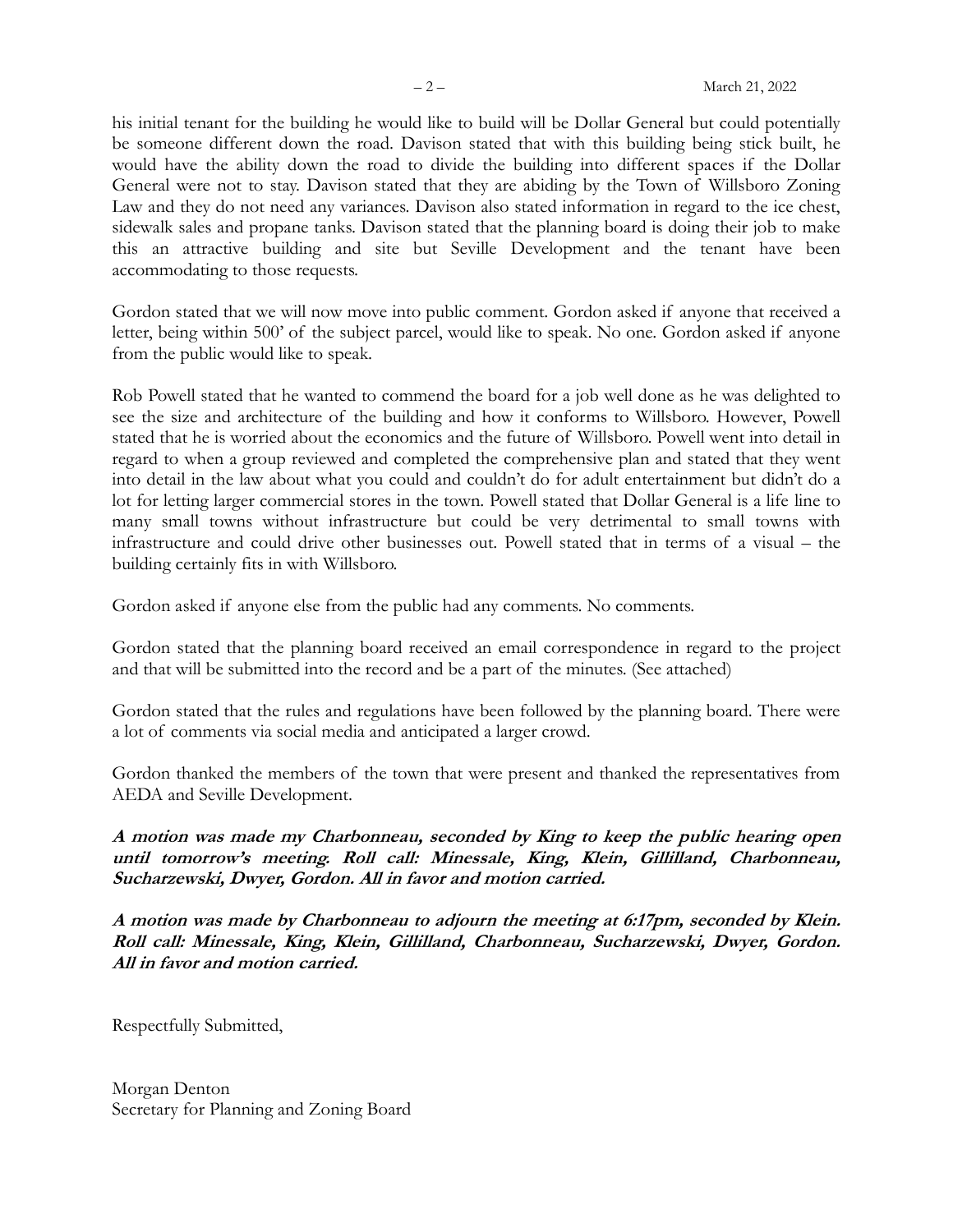his initial tenant for the building he would like to build will be Dollar General but could potentially be someone different down the road. Davison stated that with this building being stick built, he would have the ability down the road to divide the building into different spaces if the Dollar General were not to stay. Davison stated that they are abiding by the Town of Willsboro Zoning Law and they do not need any variances. Davison also stated information in regard to the ice chest, sidewalk sales and propane tanks. Davison stated that the planning board is doing their job to make this an attractive building and site but Seville Development and the tenant have been accommodating to those requests.

Gordon stated that we will now move into public comment. Gordon asked if anyone that received a letter, being within 500' of the subject parcel, would like to speak. No one. Gordon asked if anyone from the public would like to speak.

Rob Powell stated that he wanted to commend the board for a job well done as he was delighted to see the size and architecture of the building and how it conforms to Willsboro. However, Powell stated that he is worried about the economics and the future of Willsboro. Powell went into detail in regard to when a group reviewed and completed the comprehensive plan and stated that they went into detail in the law about what you could and couldn't do for adult entertainment but didn't do a lot for letting larger commercial stores in the town. Powell stated that Dollar General is a life line to many small towns without infrastructure but could be very detrimental to small towns with infrastructure and could drive other businesses out. Powell stated that in terms of a visual – the building certainly fits in with Willsboro.

Gordon asked if anyone else from the public had any comments. No comments.

Gordon stated that the planning board received an email correspondence in regard to the project and that will be submitted into the record and be a part of the minutes. (See attached)

Gordon stated that the rules and regulations have been followed by the planning board. There were a lot of comments via social media and anticipated a larger crowd.

Gordon thanked the members of the town that were present and thanked the representatives from AEDA and Seville Development.

***A motion was made my Charbonneau, seconded by King to keep the public hearing open until tomorrow's meeting. Roll call: Minessale, King, Klein, Gillilland, Charbonneau, Sucharzewski, Dwyer, Gordon. All in favor and motion carried.***

***A motion was made by Charbonneau to adjourn the meeting at 6:17pm, seconded by Klein. Roll call: Minessale, King, Klein, Gillilland, Charbonneau, Sucharzewski, Dwyer, Gordon. All in favor and motion carried.***

Respectfully Submitted,

Morgan Denton
Secretary for Planning and Zoning Board